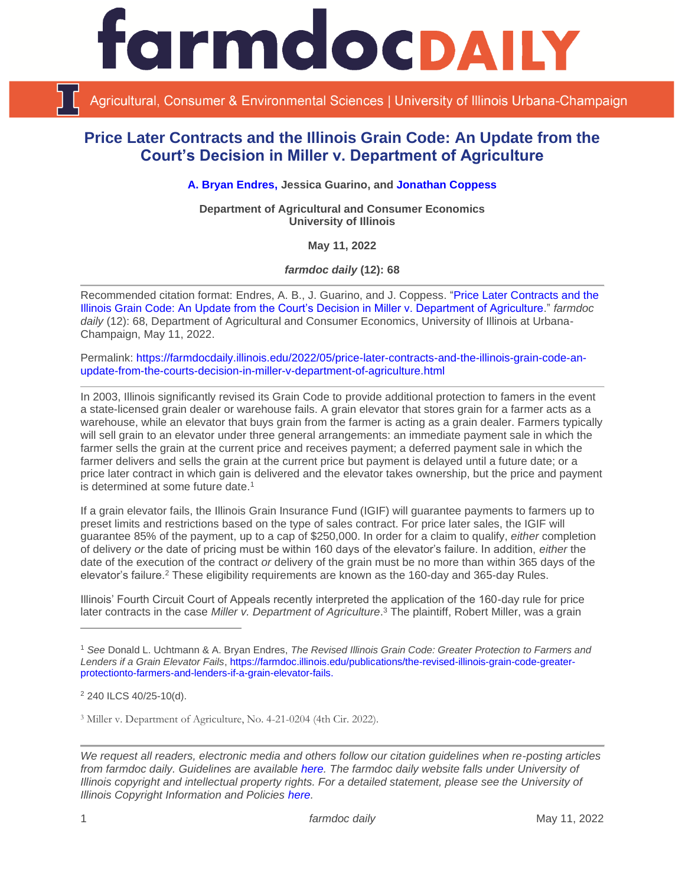# Price Later Contracts and the Illinois Grain Code: An Update from the Court's Decision in Miller v. Department of Agriculture

**A. Bryan Endres, Jessica Guarino, and Jonathan Coppess**

**Department of Agricultural and Consumer Economics**
**University of Illinois**

**May 11, 2022**

***farmdoc daily* (12): 68**

---

Recommended citation format: Endres, A. B., J. Guarino, and J. Coppess. "Price Later Contracts and the Illinois Grain Code: An Update from the Court's Decision in Miller v. Department of Agriculture." *farmdoc daily* (12): 68, Department of Agricultural and Consumer Economics, University of Illinois at Urbana-Champaign, May 11, 2022.

Permalink: https://farmdocdaily.illinois.edu/2022/05/price-later-contracts-and-the-illinois-grain-code-an-update-from-the-courts-decision-in-miller-v-department-of-agriculture.html

---

In 2003, Illinois significantly revised its Grain Code to provide additional protection to famers in the event a state-licensed grain dealer or warehouse fails. A grain elevator that stores grain for a farmer acts as a warehouse, while an elevator that buys grain from the farmer is acting as a grain dealer. Farmers typically will sell grain to an elevator under three general arrangements: an immediate payment sale in which the farmer sells the grain at the current price and receives payment; a deferred payment sale in which the farmer delivers and sells the grain at the current price but payment is delayed until a future date; or a price later contract in which gain is delivered and the elevator takes ownership, but the price and payment is determined at some future date.[1]

If a grain elevator fails, the Illinois Grain Insurance Fund (IGIF) will guarantee payments to farmers up to preset limits and restrictions based on the type of sales contract. For price later sales, the IGIF will guarantee 85% of the payment, up to a cap of $250,000. In order for a claim to qualify, *either* completion of delivery *or* the date of pricing must be within 160 days of the elevator's failure. In addition, *either* the date of the execution of the contract *or* delivery of the grain must be no more than within 365 days of the elevator's failure.[2] These eligibility requirements are known as the 160-day and 365-day Rules.

Illinois' Fourth Circuit Court of Appeals recently interpreted the application of the 160-day rule for price later contracts in the case *Miller v. Department of Agriculture*.[3] The plaintiff, Robert Miller, was a grain

---

[1] *See* Donald L. Uchtmann & A. Bryan Endres, *The Revised Illinois Grain Code: Greater Protection to Farmers and Lenders if a Grain Elevator Fails*, https://farmdoc.illinois.edu/publications/the-revised-illinois-grain-code-greater-protectionto-farmers-and-lenders-if-a-grain-elevator-fails.

[2] 240 ILCS 40/25-10(d).

[3] Miller v. Department of Agriculture, No. 4-21-0204 (4th Cir. 2022).

---

*We request all readers, electronic media and others follow our citation guidelines when re-posting articles from farmdoc daily. Guidelines are available here. The farmdoc daily website falls under University of Illinois copyright and intellectual property rights. For a detailed statement, please see the University of Illinois Copyright Information and Policies here.*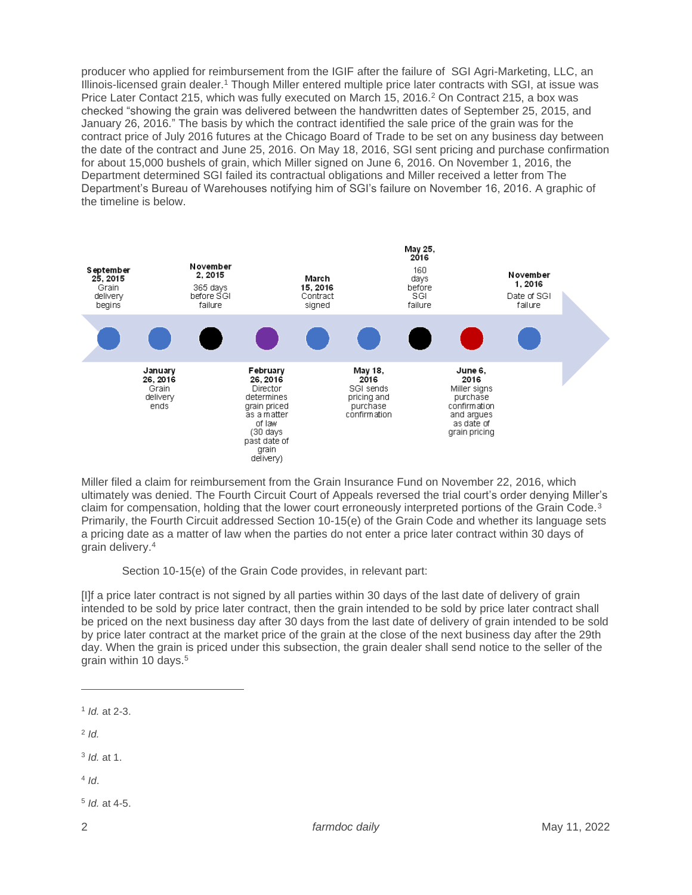producer who applied for reimbursement from the IGIF after the failure of SGI Agri-Marketing, LLC, an Illinois-licensed grain dealer.[1] Though Miller entered multiple price later contracts with SGI, at issue was Price Later Contact 215, which was fully executed on March 15, 2016.[2] On Contract 215, a box was checked "showing the grain was delivered between the handwritten dates of September 25, 2015, and January 26, 2016." The basis by which the contract identified the sale price of the grain was for the contract price of July 2016 futures at the Chicago Board of Trade to be set on any business day between the date of the contract and June 25, 2016. On May 18, 2016, SGI sent pricing and purchase confirmation for about 15,000 bushels of grain, which Miller signed on June 6, 2016. On November 1, 2016, the Department determined SGI failed its contractual obligations and Miller received a letter from The Department's Bureau of Warehouses notifying him of SGI's failure on November 16, 2016. A graphic of the timeline is below.

- **September 25, 2015** Grain delivery begins
- **January 26, 2016** Grain delivery ends
- **November 2, 2015** 365 days before SGI failure
- **February 26, 2016** Director determines grain priced as a matter of law (30 days past date of grain delivery)
- **March 15, 2016** Contract signed
- **May 18, 2016** SGI sends pricing and purchase confirmation
- **May 25, 2016** 160 days before SGI failure
- **June 6, 2016** Miller signs purchase confirmation and argues as date of grain pricing
- **November 1, 2016** Date of SGI failure

Miller filed a claim for reimbursement from the Grain Insurance Fund on November 22, 2016, which ultimately was denied. The Fourth Circuit Court of Appeals reversed the trial court's order denying Miller's claim for compensation, holding that the lower court erroneously interpreted portions of the Grain Code.[3] Primarily, the Fourth Circuit addressed Section 10-15(e) of the Grain Code and whether its language sets a pricing date as a matter of law when the parties do not enter a price later contract within 30 days of grain delivery.[4]

Section 10-15(e) of the Grain Code provides, in relevant part:

> [I]f a price later contract is not signed by all parties within 30 days of the last date of delivery of grain intended to be sold by price later contract, then the grain intended to be sold by price later contract shall be priced on the next business day after 30 days from the last date of delivery of grain intended to be sold by price later contract at the market price of the grain at the close of the next business day after the 29th day. When the grain is priced under this subsection, the grain dealer shall send notice to the seller of the grain within 10 days.[5]

---

[1] *Id.* at 2-3.

[2] *Id.*

[3] *Id.* at 1.

[4] *Id.*

[5] *Id.* at 4-5.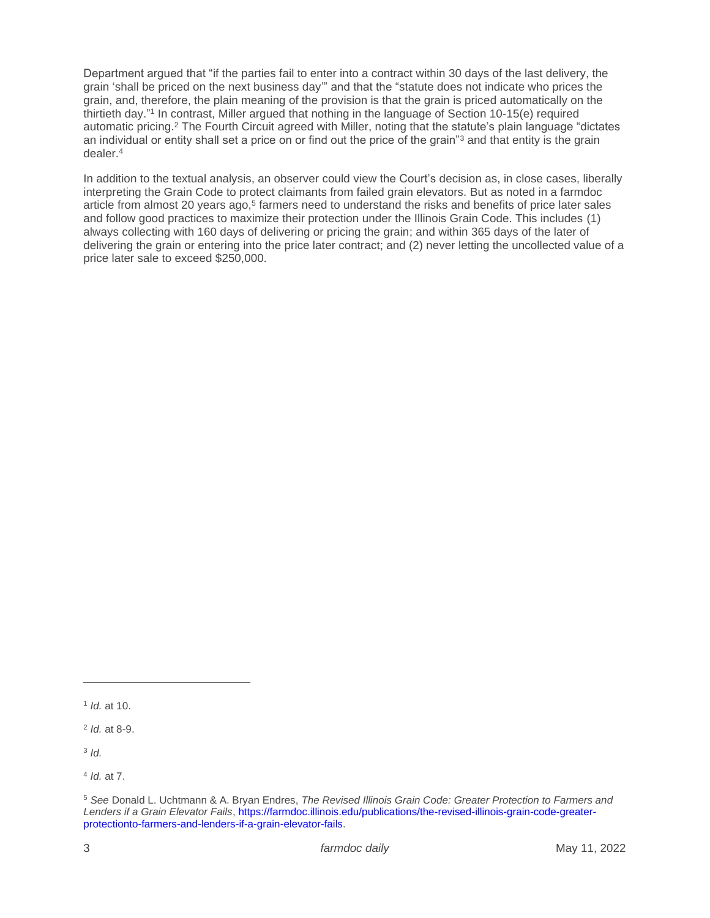Department argued that "if the parties fail to enter into a contract within 30 days of the last delivery, the grain 'shall be priced on the next business day'" and that the "statute does not indicate who prices the grain, and, therefore, the plain meaning of the provision is that the grain is priced automatically on the thirtieth day."[1] In contrast, Miller argued that nothing in the language of Section 10-15(e) required automatic pricing.[2] The Fourth Circuit agreed with Miller, noting that the statute's plain language "dictates an individual or entity shall set a price on or find out the price of the grain"[3] and that entity is the grain dealer.[4]

In addition to the textual analysis, an observer could view the Court's decision as, in close cases, liberally interpreting the Grain Code to protect claimants from failed grain elevators. But as noted in a farmdoc article from almost 20 years ago,[5] farmers need to understand the risks and benefits of price later sales and follow good practices to maximize their protection under the Illinois Grain Code. This includes (1) always collecting with 160 days of delivering or pricing the grain; and within 365 days of the later of delivering the grain or entering into the price later contract; and (2) never letting the uncollected value of a price later sale to exceed $250,000.

---

[1] *Id.* at 10.

[2] *Id.* at 8-9.

[3] *Id.*

[4] *Id.* at 7.

[5] *See* Donald L. Uchtmann & A. Bryan Endres, *The Revised Illinois Grain Code: Greater Protection to Farmers and Lenders if a Grain Elevator Fails*, https://farmdoc.illinois.edu/publications/the-revised-illinois-grain-code-greater-protectionto-farmers-and-lenders-if-a-grain-elevator-fails.